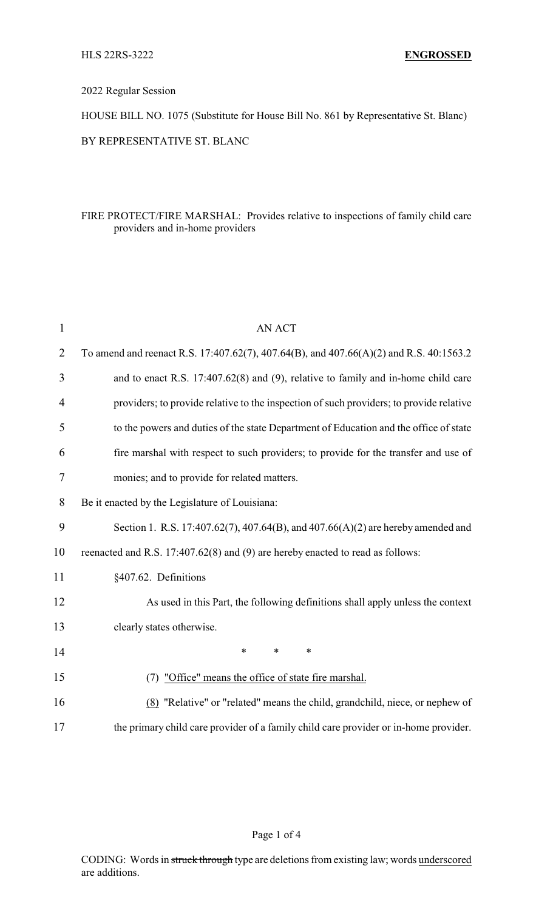HLS 22RS-3222 **ENGROSSED**

2022 Regular Session

HOUSE BILL NO. 1075 (Substitute for House Bill No. 861 by Representative St. Blanc)

BY REPRESENTATIVE ST. BLANC

FIRE PROTECT/FIRE MARSHAL: Provides relative to inspections of family child care providers and in-home providers

AN ACT

To amend and reenact R.S. 17:407.62(7), 407.64(B), and 407.66(A)(2) and R.S. 40:1563.2 and to enact R.S. 17:407.62(8) and (9), relative to family and in-home child care providers; to provide relative to the inspection of such providers; to provide relative to the powers and duties of the state Department of Education and the office of state fire marshal with respect to such providers; to provide for the transfer and use of monies; and to provide for related matters.

Be it enacted by the Legislature of Louisiana:

Section 1. R.S. 17:407.62(7), 407.64(B), and 407.66(A)(2) are hereby amended and reenacted and R.S. 17:407.62(8) and (9) are hereby enacted to read as follows:

§407.62. Definitions

As used in this Part, the following definitions shall apply unless the context clearly states otherwise.

\* \* \*

(7) <u>"Office" means the office of state fire marshal.</u>

<u>(8)</u> "Relative" or "related" means the child, grandchild, niece, or nephew of the primary child care provider of a family child care provider or in-home provider.

CODING: Words in ~~struck through~~ type are deletions from existing law; words <u>underscored</u> are additions.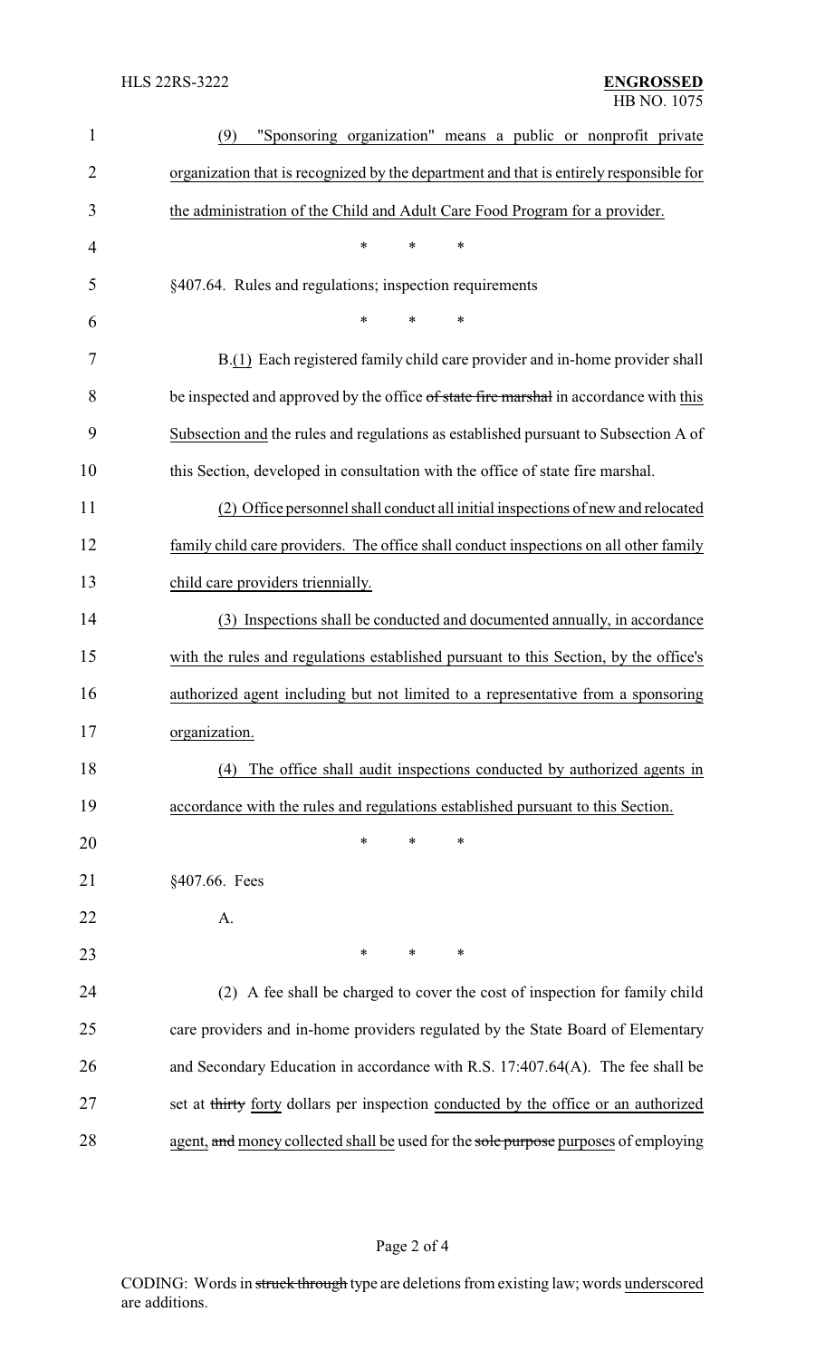(9) "Sponsoring organization" means a public or nonprofit private organization that is recognized by the department and that is entirely responsible for the administration of the Child and Adult Care Food Program for a provider.

\* \* \*

§407.64. Rules and regulations; inspection requirements

\* \* \*

B.(1) Each registered family child care provider and in-home provider shall be inspected and approved by the office ~~of state fire marshal~~ in accordance with this Subsection and the rules and regulations as established pursuant to Subsection A of this Section, developed in consultation with the office of state fire marshal.

(2) Office personnel shall conduct all initial inspections of new and relocated family child care providers. The office shall conduct inspections on all other family child care providers triennially.

(3) Inspections shall be conducted and documented annually, in accordance with the rules and regulations established pursuant to this Section, by the office's authorized agent including but not limited to a representative from a sponsoring organization.

(4) The office shall audit inspections conducted by authorized agents in accordance with the rules and regulations established pursuant to this Section.

\* \* \*

§407.66. Fees

A.

\* \* \*

(2) A fee shall be charged to cover the cost of inspection for family child care providers and in-home providers regulated by the State Board of Elementary and Secondary Education in accordance with R.S. 17:407.64(A). The fee shall be set at ~~thirty~~ forty dollars per inspection conducted by the office or an authorized agent, ~~and~~ money collected shall be used for the ~~sole purpose~~ purposes of employing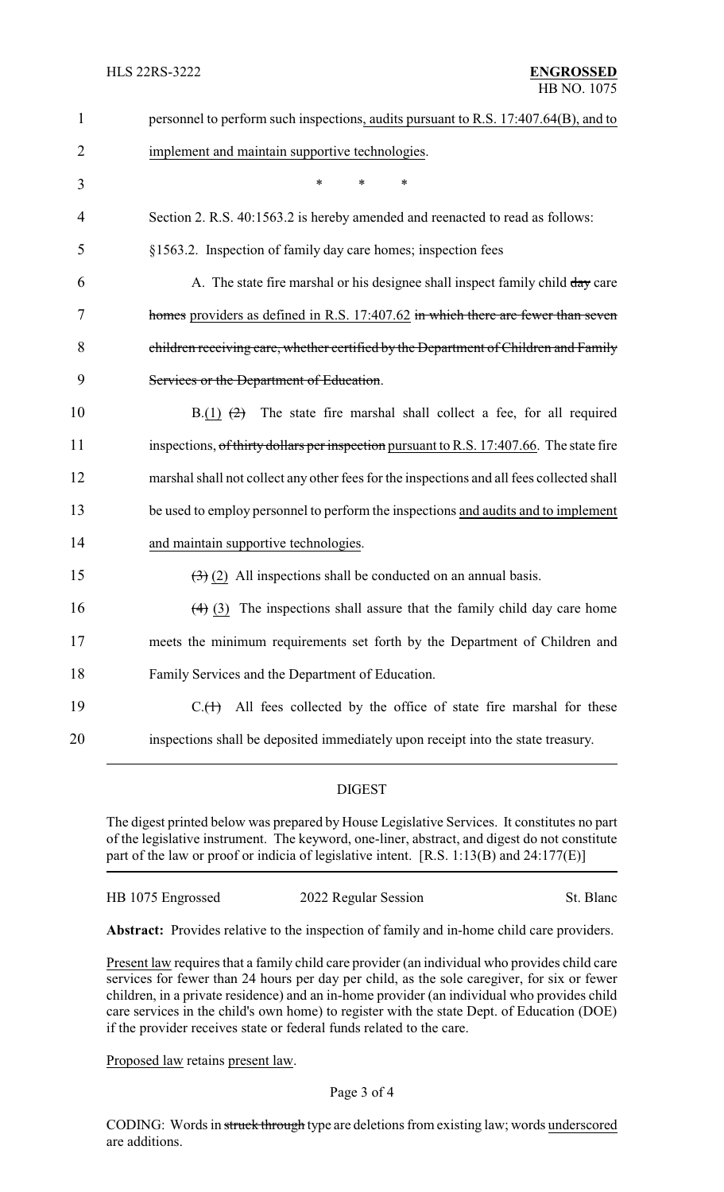personnel to perform such inspections, audits pursuant to R.S. 17:407.64(B), and to implement and maintain supportive technologies.

\* \* \*

Section 2. R.S. 40:1563.2 is hereby amended and reenacted to read as follows:

§1563.2. Inspection of family day care homes; inspection fees

A. The state fire marshal or his designee shall inspect family child ~~day~~ care ~~homes~~ providers as defined in R.S. 17:407.62 ~~in which there are fewer than seven children receiving care, whether certified by the Department of Children and Family Services or the Department of Education~~.

B.(1) ~~(2)~~ The state fire marshal shall collect a fee, for all required inspections, ~~of thirty dollars per inspection~~ pursuant to R.S. 17:407.66. The state fire marshal shall not collect any other fees for the inspections and all fees collected shall be used to employ personnel to perform the inspections and audits and to implement and maintain supportive technologies.

~~(3)~~ (2) All inspections shall be conducted on an annual basis.

~~(4)~~ (3) The inspections shall assure that the family child day care home meets the minimum requirements set forth by the Department of Children and Family Services and the Department of Education.

C.~~(1)~~ All fees collected by the office of state fire marshal for these inspections shall be deposited immediately upon receipt into the state treasury.

## DIGEST

The digest printed below was prepared by House Legislative Services. It constitutes no part of the legislative instrument. The keyword, one-liner, abstract, and digest do not constitute part of the law or proof or indicia of legislative intent. [R.S. 1:13(B) and 24:177(E)]

HB 1075 Engrossed 2022 Regular Session St. Blanc

**Abstract:** Provides relative to the inspection of family and in-home child care providers.

Present law requires that a family child care provider (an individual who provides child care services for fewer than 24 hours per day per child, as the sole caregiver, for six or fewer children, in a private residence) and an in-home provider (an individual who provides child care services in the child's own home) to register with the state Dept. of Education (DOE) if the provider receives state or federal funds related to the care.

Proposed law retains present law.

CODING: Words in ~~struck through~~ type are deletions from existing law; words underscored are additions.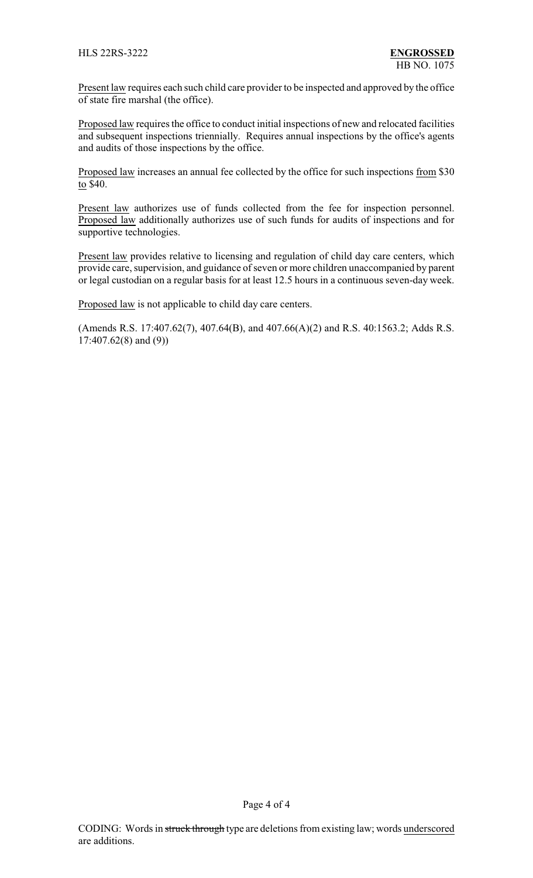Present law requires each such child care provider to be inspected and approved by the office of state fire marshal (the office).

Proposed law requires the office to conduct initial inspections of new and relocated facilities and subsequent inspections triennially. Requires annual inspections by the office's agents and audits of those inspections by the office.

Proposed law increases an annual fee collected by the office for such inspections from $30 to $40.

Present law authorizes use of funds collected from the fee for inspection personnel. Proposed law additionally authorizes use of such funds for audits of inspections and for supportive technologies.

Present law provides relative to licensing and regulation of child day care centers, which provide care, supervision, and guidance of seven or more children unaccompanied by parent or legal custodian on a regular basis for at least 12.5 hours in a continuous seven-day week.

Proposed law is not applicable to child day care centers.

(Amends R.S. 17:407.62(7), 407.64(B), and 407.66(A)(2) and R.S. 40:1563.2; Adds R.S. 17:407.62(8) and (9))

CODING: Words in ~~struck through~~ type are deletions from existing law; words underscored are additions.